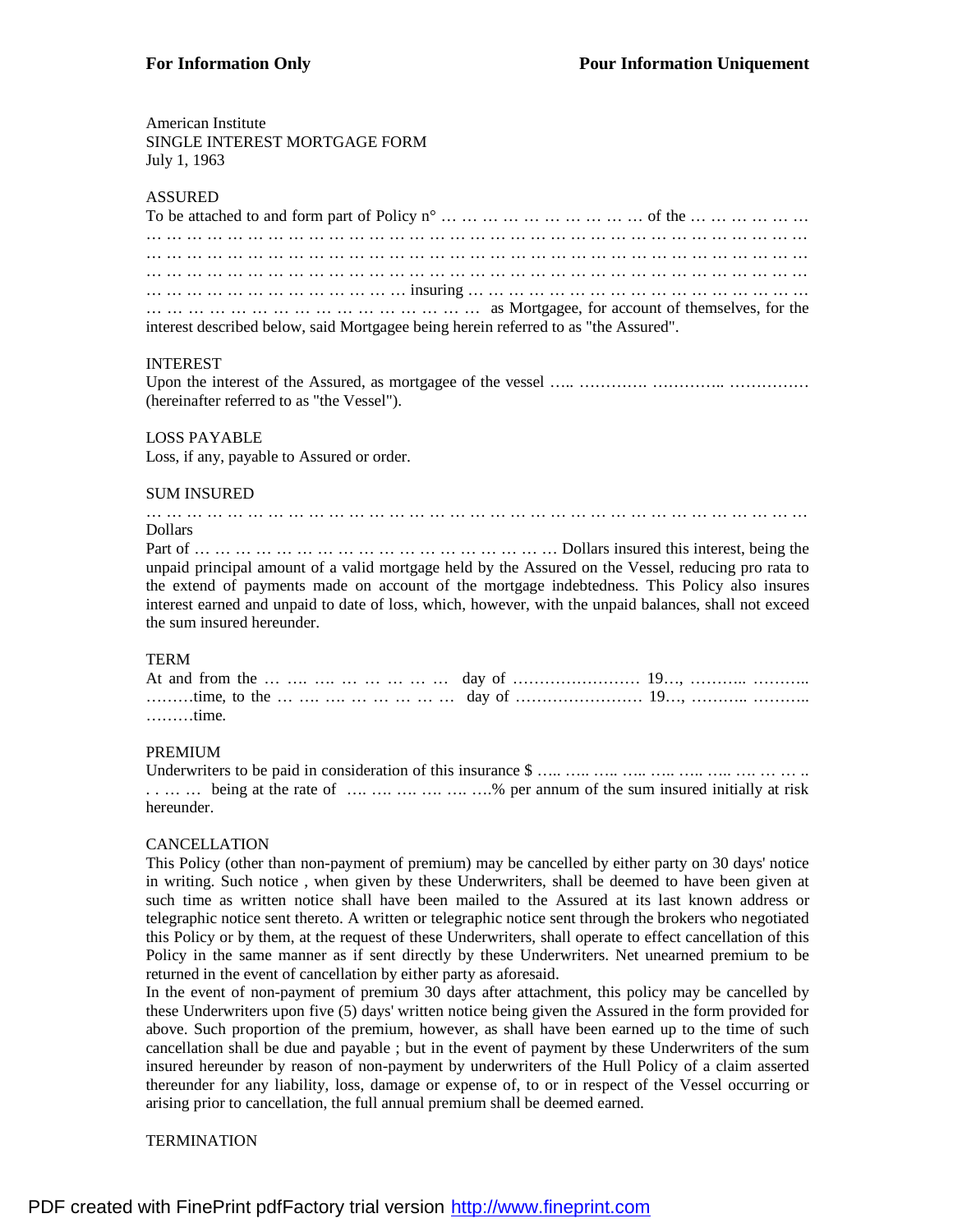**For Information Only** **Pour Information Uniquement**

American Institute
SINGLE INTEREST MORTGAGE FORM
July 1, 1963

ASSURED

To be attached to and form part of Policy n° … … … … … … … … … … of the … … … … … … … … … … … … … … … … … … … … … … … … … … … … … … … … … … … … … … … … … … … … … … … … … … … … … … … … … … … … … … … … … … … … … … … … … … … … … … … … … … … … … … … … … … … … … … … … … … … … … … … … … … … … … … … … … … … … … … … … … insuring … … … … … … … … … … … … … … … … … … … … … … … … … … … … … … … … as Mortgagee, for account of themselves, for the interest described below, said Mortgagee being herein referred to as "the Assured".

INTEREST

Upon the interest of the Assured, as mortgagee of the vessel ….. …………. ………….. …………… (hereinafter referred to as "the Vessel").

LOSS PAYABLE

Loss, if any, payable to Assured or order.

SUM INSURED

… … … … … … … … … … … … … … … … … … … … … … … … … … … … … … … … … … … … … Dollars

Part of … … … … … … … … … … … … … … … … … … Dollars insured this interest, being the unpaid principal amount of a valid mortgage held by the Assured on the Vessel, reducing pro rata to the extend of payments made on account of the mortgage indebtedness. This Policy also insures interest earned and unpaid to date of loss, which, however, with the unpaid balances, shall not exceed the sum insured hereunder.

TERM

At and from the … …. …. … … … … … day of …………………… 19…, ……….. ……….. ………time, to the … …. …. … … … … … day of …………………… 19…, ……….. ……….. ………time.

PREMIUM

Underwriters to be paid in consideration of this insurance $ ….. ….. ….. ….. ….. ….. ….. …. … … .. . . … … being at the rate of …. …. …. …. …. ….% per annum of the sum insured initially at risk hereunder.

CANCELLATION

This Policy (other than non-payment of premium) may be cancelled by either party on 30 days' notice in writing. Such notice , when given by these Underwriters, shall be deemed to have been given at such time as written notice shall have been mailed to the Assured at its last known address or telegraphic notice sent thereto. A written or telegraphic notice sent through the brokers who negotiated this Policy or by them, at the request of these Underwriters, shall operate to effect cancellation of this Policy in the same manner as if sent directly by these Underwriters. Net unearned premium to be returned in the event of cancellation by either party as aforesaid.

In the event of non-payment of premium 30 days after attachment, this policy may be cancelled by these Underwriters upon five (5) days' written notice being given the Assured in the form provided for above. Such proportion of the premium, however, as shall have been earned up to the time of such cancellation shall be due and payable ; but in the event of payment by these Underwriters of the sum insured hereunder by reason of non-payment by underwriters of the Hull Policy of a claim asserted thereunder for any liability, loss, damage or expense of, to or in respect of the Vessel occurring or arising prior to cancellation, the full annual premium shall be deemed earned.

TERMINATION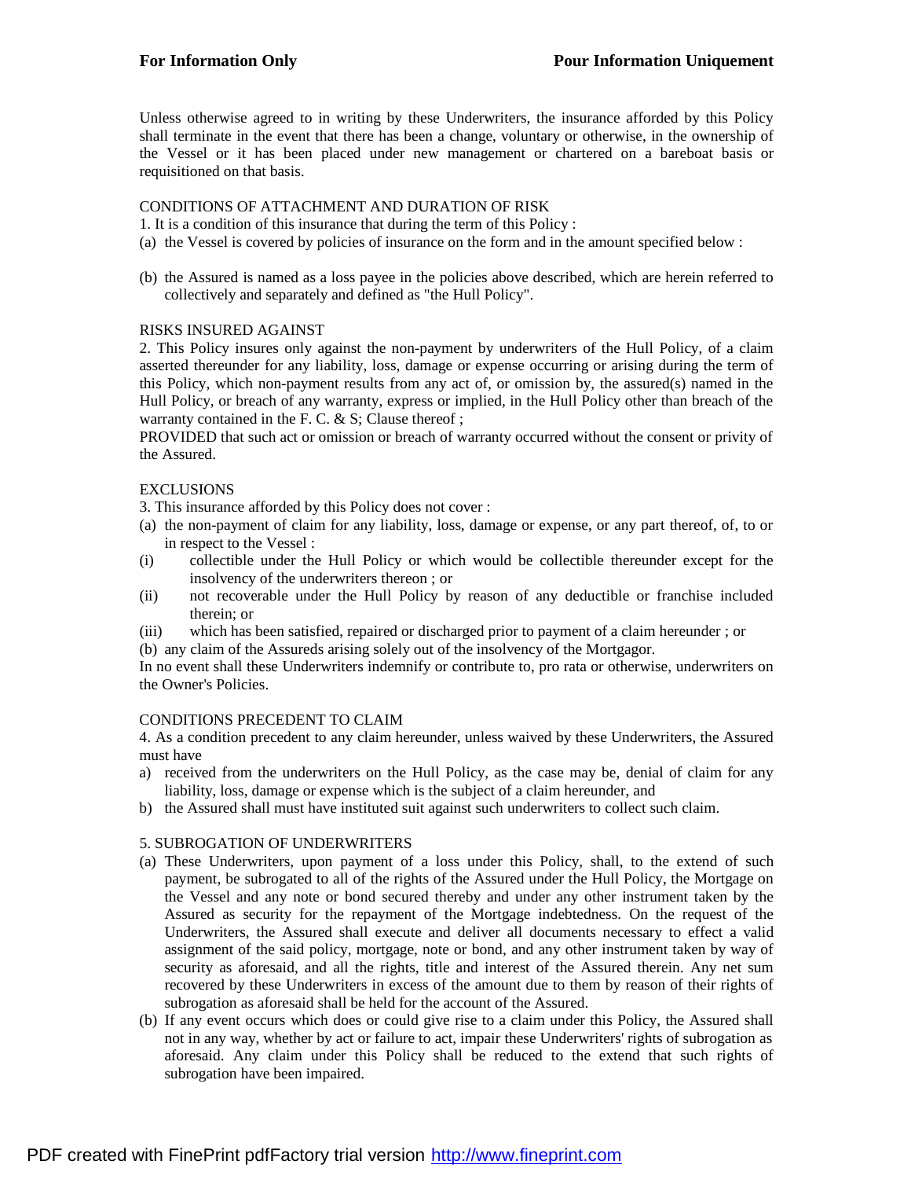Unless otherwise agreed to in writing by these Underwriters, the insurance afforded by this Policy shall terminate in the event that there has been a change, voluntary or otherwise, in the ownership of the Vessel or it has been placed under new management or chartered on a bareboat basis or requisitioned on that basis.

CONDITIONS OF ATTACHMENT AND DURATION OF RISK

1. It is a condition of this insurance that during the term of this Policy :

(a) the Vessel is covered by policies of insurance on the form and in the amount specified below :

(b) the Assured is named as a loss payee in the policies above described, which are herein referred to collectively and separately and defined as "the Hull Policy".

RISKS INSURED AGAINST

2. This Policy insures only against the non-payment by underwriters of the Hull Policy, of a claim asserted thereunder for any liability, loss, damage or expense occurring or arising during the term of this Policy, which non-payment results from any act of, or omission by, the assured(s) named in the Hull Policy, or breach of any warranty, express or implied, in the Hull Policy other than breach of the warranty contained in the F. C. & S; Clause thereof ;
PROVIDED that such act or omission or breach of warranty occurred without the consent or privity of the Assured.

EXCLUSIONS

3. This insurance afforded by this Policy does not cover :

(a) the non-payment of claim for any liability, loss, damage or expense, or any part thereof, of, to or in respect to the Vessel :

(i) collectible under the Hull Policy or which would be collectible thereunder except for the insolvency of the underwriters thereon ; or

(ii) not recoverable under the Hull Policy by reason of any deductible or franchise included therein; or

(iii) which has been satisfied, repaired or discharged prior to payment of a claim hereunder ; or

(b) any claim of the Assureds arising solely out of the insolvency of the Mortgagor.

In no event shall these Underwriters indemnify or contribute to, pro rata or otherwise, underwriters on the Owner's Policies.

CONDITIONS PRECEDENT TO CLAIM

4. As a condition precedent to any claim hereunder, unless waived by these Underwriters, the Assured must have

a) received from the underwriters on the Hull Policy, as the case may be, denial of claim for any liability, loss, damage or expense which is the subject of a claim hereunder, and

b) the Assured shall must have instituted suit against such underwriters to collect such claim.

5. SUBROGATION OF UNDERWRITERS

(a) These Underwriters, upon payment of a loss under this Policy, shall, to the extend of such payment, be subrogated to all of the rights of the Assured under the Hull Policy, the Mortgage on the Vessel and any note or bond secured thereby and under any other instrument taken by the Assured as security for the repayment of the Mortgage indebtedness. On the request of the Underwriters, the Assured shall execute and deliver all documents necessary to effect a valid assignment of the said policy, mortgage, note or bond, and any other instrument taken by way of security as aforesaid, and all the rights, title and interest of the Assured therein. Any net sum recovered by these Underwriters in excess of the amount due to them by reason of their rights of subrogation as aforesaid shall be held for the account of the Assured.

(b) If any event occurs which does or could give rise to a claim under this Policy, the Assured shall not in any way, whether by act or failure to act, impair these Underwriters' rights of subrogation as aforesaid. Any claim under this Policy shall be reduced to the extend that such rights of subrogation have been impaired.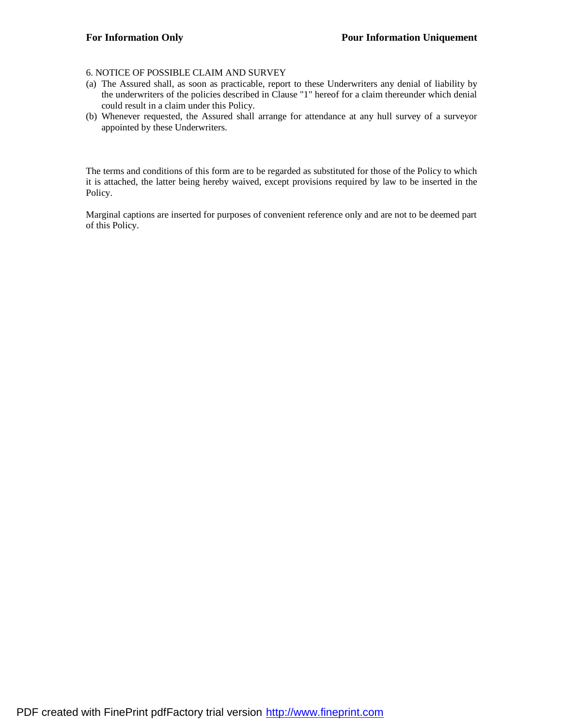6. NOTICE OF POSSIBLE CLAIM AND SURVEY

(a) The Assured shall, as soon as practicable, report to these Underwriters any denial of liability by the underwriters of the policies described in Clause "1" hereof for a claim thereunder which denial could result in a claim under this Policy.

(b) Whenever requested, the Assured shall arrange for attendance at any hull survey of a surveyor appointed by these Underwriters.

The terms and conditions of this form are to be regarded as substituted for those of the Policy to which it is attached, the latter being hereby waived, except provisions required by law to be inserted in the Policy.

Marginal captions are inserted for purposes of convenient reference only and are not to be deemed part of this Policy.